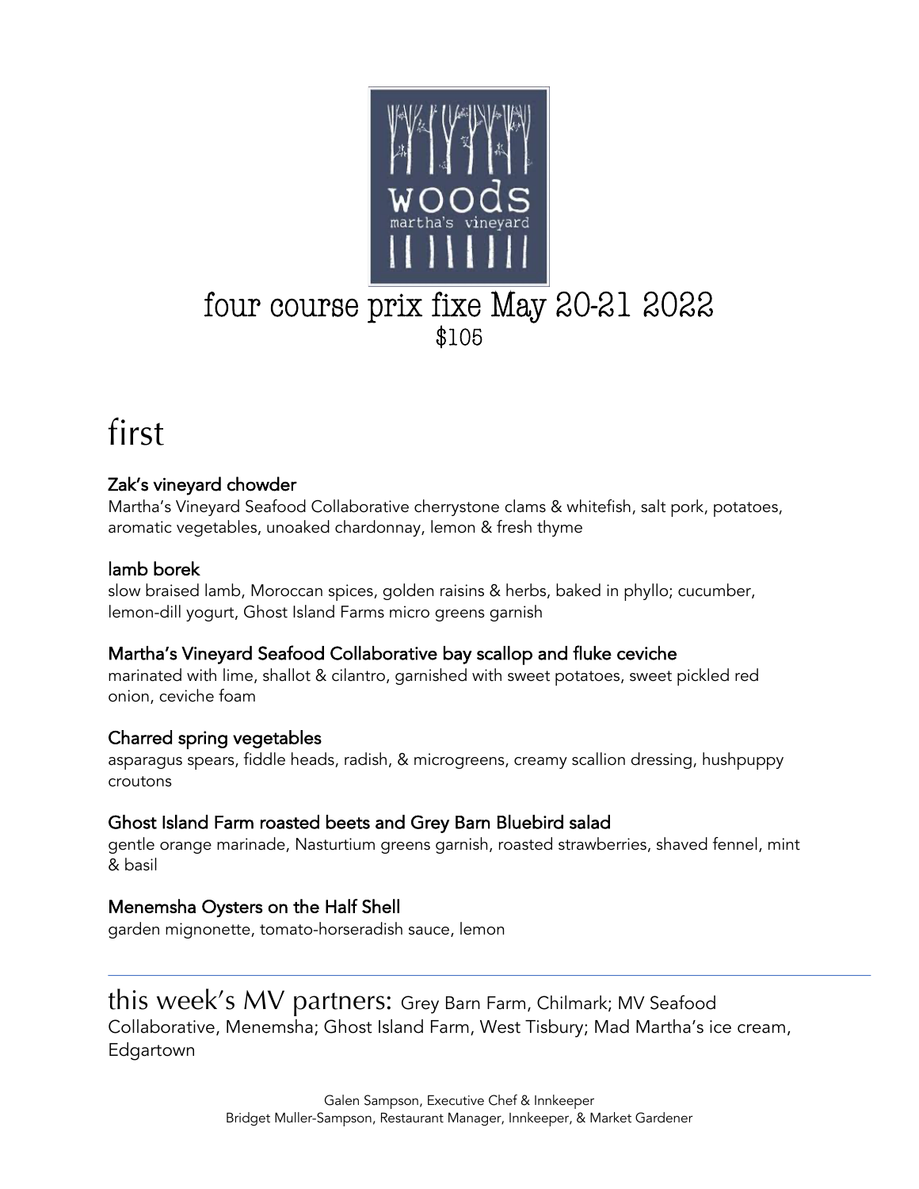woods

martha's vineyard

# four course prix fixe May 20-21 2022

$105

## first

**Zak's vineyard chowder**
Martha's Vineyard Seafood Collaborative cherrystone clams & whitefish, salt pork, potatoes, aromatic vegetables, unoaked chardonnay, lemon & fresh thyme

**lamb borek**
slow braised lamb, Moroccan spices, golden raisins & herbs, baked in phyllo; cucumber, lemon-dill yogurt, Ghost Island Farms micro greens garnish

**Martha's Vineyard Seafood Collaborative bay scallop and fluke ceviche**
marinated with lime, shallot & cilantro, garnished with sweet potatoes, sweet pickled red onion, ceviche foam

**Charred spring vegetables**
asparagus spears, fiddle heads, radish, & microgreens, creamy scallion dressing, hushpuppy croutons

**Ghost Island Farm roasted beets and Grey Barn Bluebird salad**
gentle orange marinade, Nasturtium greens garnish, roasted strawberries, shaved fennel, mint & basil

**Menemsha Oysters on the Half Shell**
garden mignonette, tomato-horseradish sauce, lemon

---

this week's MV partners: Grey Barn Farm, Chilmark; MV Seafood Collaborative, Menemsha; Ghost Island Farm, West Tisbury; Mad Martha's ice cream, Edgartown

Galen Sampson, Executive Chef & Innkeeper
Bridget Muller-Sampson, Restaurant Manager, Innkeeper, & Market Gardener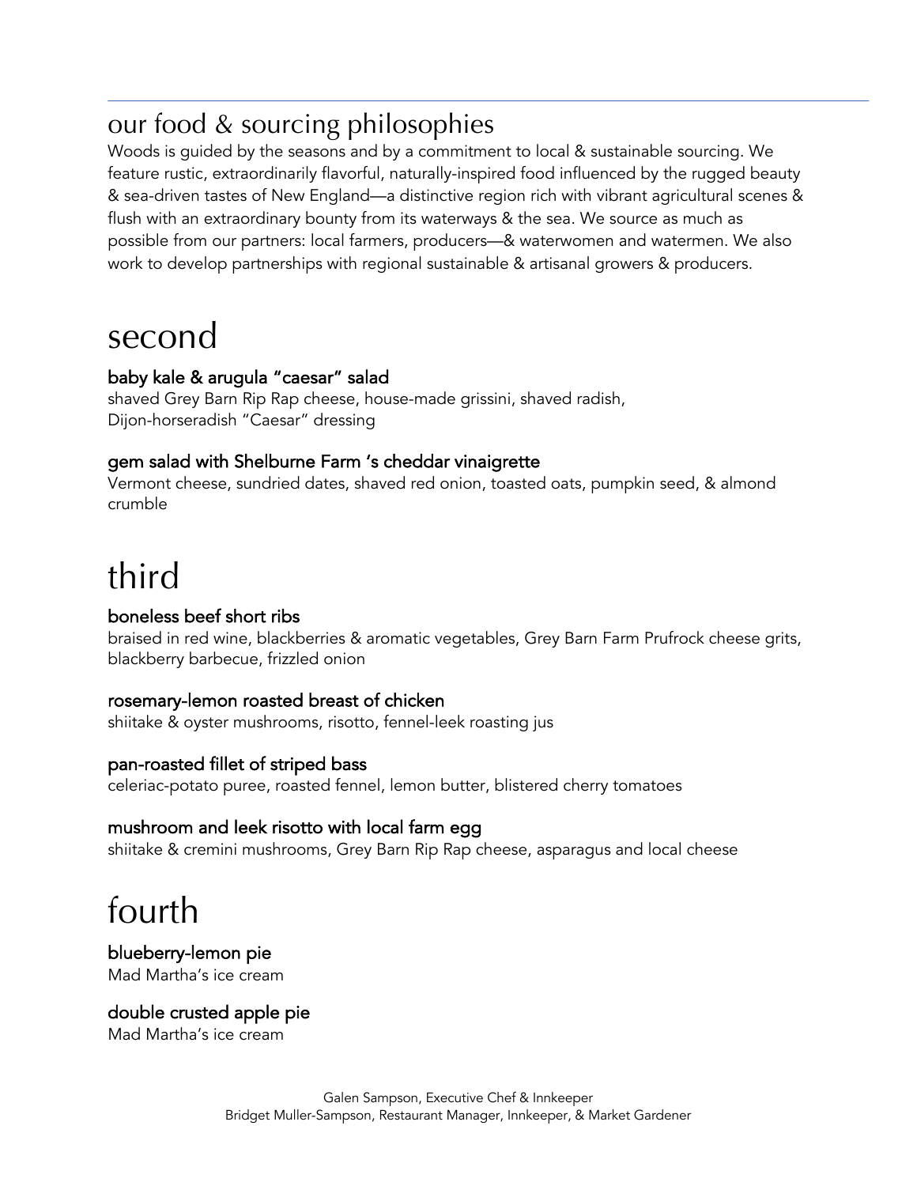## our food & sourcing philosophies

Woods is guided by the seasons and by a commitment to local & sustainable sourcing. We feature rustic, extraordinarily flavorful, naturally-inspired food influenced by the rugged beauty & sea-driven tastes of New England—a distinctive region rich with vibrant agricultural scenes & flush with an extraordinary bounty from its waterways & the sea. We source as much as possible from our partners: local farmers, producers—& waterwomen and watermen. We also work to develop partnerships with regional sustainable & artisanal growers & producers.

# second

**baby kale & arugula "caesar" salad**
shaved Grey Barn Rip Rap cheese, house-made grissini, shaved radish, Dijon-horseradish "Caesar" dressing

**gem salad with Shelburne Farm 's cheddar vinaigrette**
Vermont cheese, sundried dates, shaved red onion, toasted oats, pumpkin seed, & almond crumble

# third

**boneless beef short ribs**
braised in red wine, blackberries & aromatic vegetables, Grey Barn Farm Prufrock cheese grits, blackberry barbecue, frizzled onion

**rosemary-lemon roasted breast of chicken**
shiitake & oyster mushrooms, risotto, fennel-leek roasting jus

**pan-roasted fillet of striped bass**
celeriac-potato puree, roasted fennel, lemon butter, blistered cherry tomatoes

**mushroom and leek risotto with local farm egg**
shiitake & cremini mushrooms, Grey Barn Rip Rap cheese, asparagus and local cheese

# fourth

**blueberry-lemon pie**
Mad Martha's ice cream

**double crusted apple pie**
Mad Martha's ice cream

Galen Sampson, Executive Chef & Innkeeper
Bridget Muller-Sampson, Restaurant Manager, Innkeeper, & Market Gardener